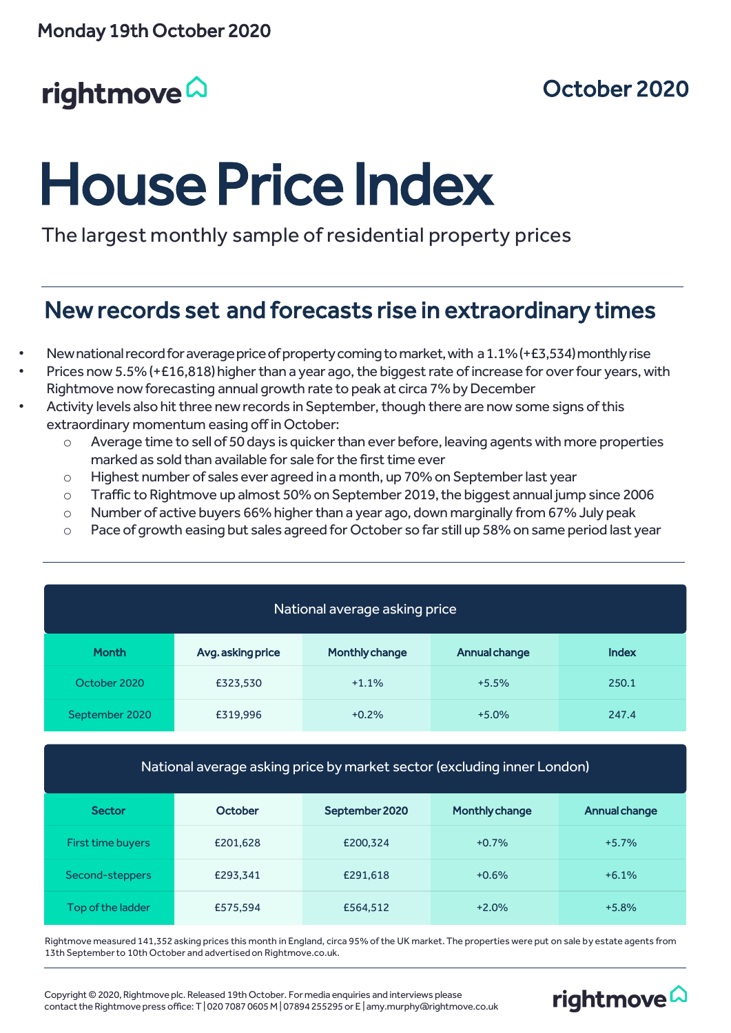Monday 19th October 2020

rightmove

October 2020

# House Price Index

The largest monthly sample of residential property prices

## New records set and forecasts rise in extraordinary times

- New national record for average price of property coming to market, with a 1.1% (+£3,534) monthly rise
- Prices now 5.5% (+£16,818) higher than a year ago, the biggest rate of increase for over four years, with Rightmove now forecasting annual growth rate to peak at circa 7% by December
- Activity levels also hit three new records in September, though there are now some signs of this extraordinary momentum easing off in October:
    - Average time to sell of 50 days is quicker than ever before, leaving agents with more properties marked as sold than available for sale for the first time ever
    - Highest number of sales ever agreed in a month, up 70% on September last year
    - Traffic to Rightmove up almost 50% on September 2019, the biggest annual jump since 2006
    - Number of active buyers 66% higher than a year ago, down marginally from 67% July peak
    - Pace of growth easing but sales agreed for October so far still up 58% on same period last year

**National average asking price**

| Month | Avg. asking price | Monthly change | Annual change | Index |
|---|---|---|---|---|
| October 2020 | £323,530 | +1.1% | +5.5% | 250.1 |
| September 2020 | £319,996 | +0.2% | +5.0% | 247.4 |

**National average asking price by market sector (excluding inner London)**

| Sector | October | September 2020 | Monthly change | Annual change |
|---|---|---|---|---|
| First time buyers | £201,628 | £200,324 | +0.7% | +5.7% |
| Second-steppers | £293,341 | £291,618 | +0.6% | +6.1% |
| Top of the ladder | £575,594 | £564,512 | +2.0% | +5.8% |

Rightmove measured 141,352 asking prices this month in England, circa 95% of the UK market. The properties were put on sale by estate agents from 13th September to 10th October and advertised on Rightmove.co.uk.

Copyright © 2020, Rightmove plc. Released 19th October. For media enquiries and interviews please contact the Rightmove press office: T | 020 7087 0605 M | 07894 255295 or E | amy.murphy@rightmove.co.uk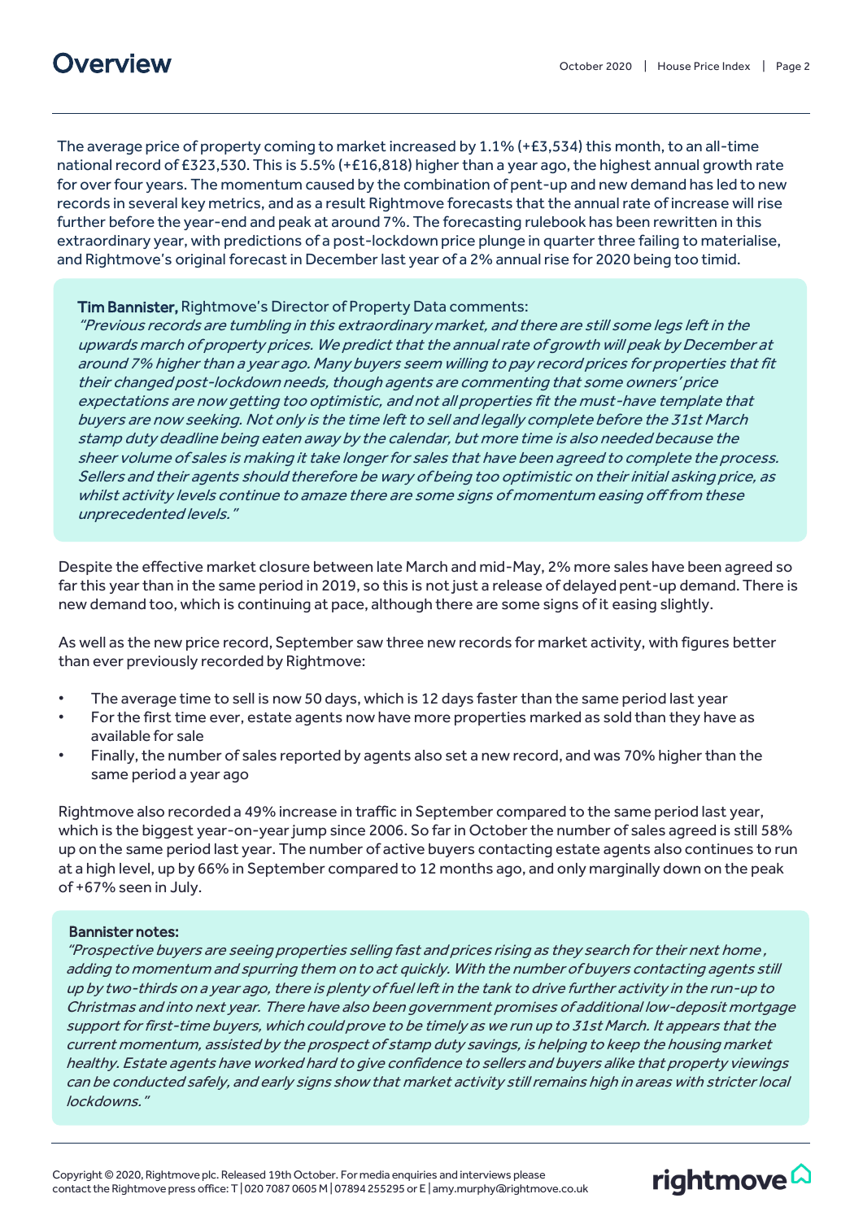# Overview

The average price of property coming to market increased by 1.1% (+£3,534) this month, to an all-time national record of £323,530. This is 5.5% (+£16,818) higher than a year ago, the highest annual growth rate for over four years. The momentum caused by the combination of pent-up and new demand has led to new records in several key metrics, and as a result Rightmove forecasts that the annual rate of increase will rise further before the year-end and peak at around 7%. The forecasting rulebook has been rewritten in this extraordinary year, with predictions of a post-lockdown price plunge in quarter three failing to materialise, and Rightmove's original forecast in December last year of a 2% annual rise for 2020 being too timid.

**Tim Bannister,** Rightmove's Director of Property Data comments:
*"Previous records are tumbling in this extraordinary market, and there are still some legs left in the upwards march of property prices. We predict that the annual rate of growth will peak by December at around 7% higher than a year ago. Many buyers seem willing to pay record prices for properties that fit their changed post-lockdown needs, though agents are commenting that some owners' price expectations are now getting too optimistic, and not all properties fit the must-have template that buyers are now seeking. Not only is the time left to sell and legally complete before the 31st March stamp duty deadline being eaten away by the calendar, but more time is also needed because the sheer volume of sales is making it take longer for sales that have been agreed to complete the process. Sellers and their agents should therefore be wary of being too optimistic on their initial asking price, as whilst activity levels continue to amaze there are some signs of momentum easing off from these unprecedented levels."*

Despite the effective market closure between late March and mid-May, 2% more sales have been agreed so far this year than in the same period in 2019, so this is not just a release of delayed pent-up demand. There is new demand too, which is continuing at pace, although there are some signs of it easing slightly.

As well as the new price record, September saw three new records for market activity, with figures better than ever previously recorded by Rightmove:

- The average time to sell is now 50 days, which is 12 days faster than the same period last year
- For the first time ever, estate agents now have more properties marked as sold than they have as available for sale
- Finally, the number of sales reported by agents also set a new record, and was 70% higher than the same period a year ago

Rightmove also recorded a 49% increase in traffic in September compared to the same period last year, which is the biggest year-on-year jump since 2006. So far in October the number of sales agreed is still 58% up on the same period last year. The number of active buyers contacting estate agents also continues to run at a high level, up by 66% in September compared to 12 months ago, and only marginally down on the peak of +67% seen in July.

**Bannister notes:**
*"Prospective buyers are seeing properties selling fast and prices rising as they search for their next home, adding to momentum and spurring them on to act quickly. With the number of buyers contacting agents still up by two-thirds on a year ago, there is plenty of fuel left in the tank to drive further activity in the run-up to Christmas and into next year. There have also been government promises of additional low-deposit mortgage support for first-time buyers, which could prove to be timely as we run up to 31st March. It appears that the current momentum, assisted by the prospect of stamp duty savings, is helping to keep the housing market healthy. Estate agents have worked hard to give confidence to sellers and buyers alike that property viewings can be conducted safely, and early signs show that market activity still remains high in areas with stricter local lockdowns."*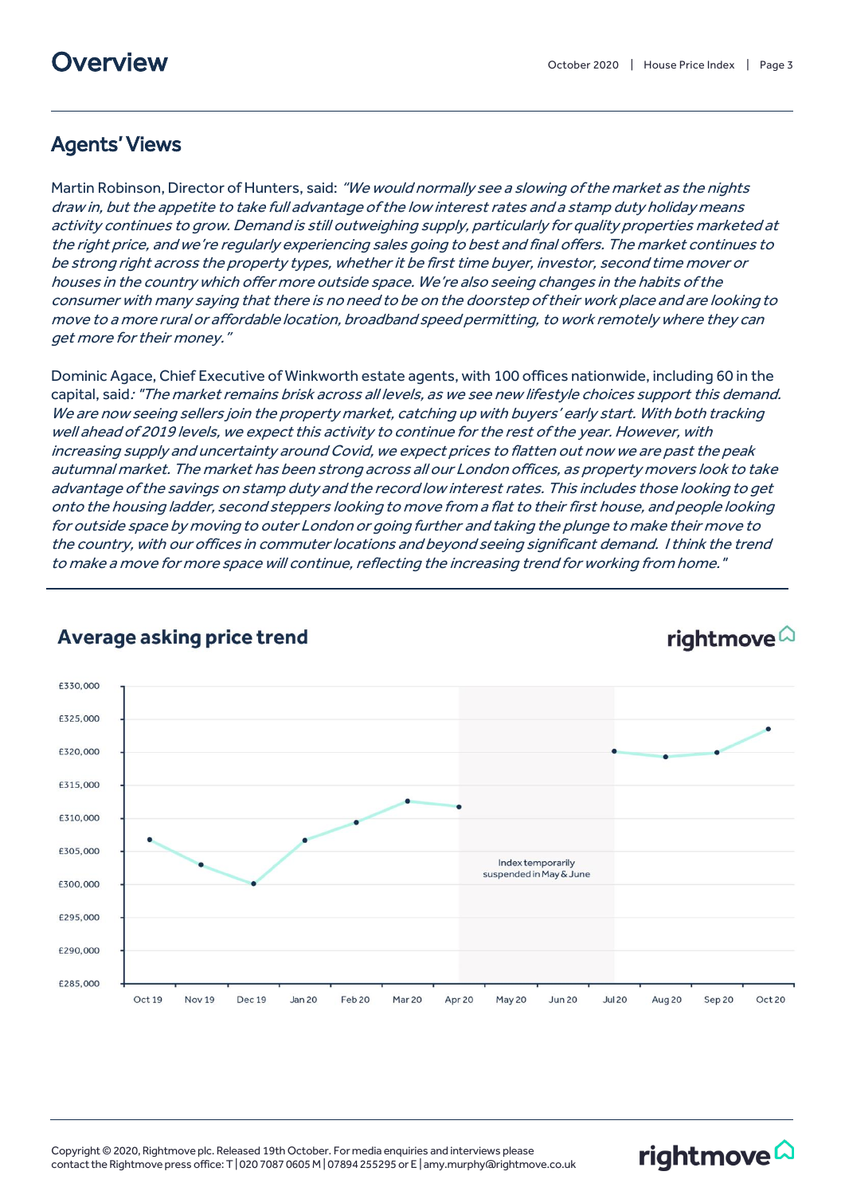# Overview

## Agents' Views

Martin Robinson, Director of Hunters, said: *"We would normally see a slowing of the market as the nights draw in, but the appetite to take full advantage of the low interest rates and a stamp duty holiday means activity continues to grow. Demand is still outweighing supply, particularly for quality properties marketed at the right price, and we're regularly experiencing sales going to best and final offers. The market continues to be strong right across the property types, whether it be first time buyer, investor, second time mover or houses in the country which offer more outside space. We're also seeing changes in the habits of the consumer with many saying that there is no need to be on the doorstep of their work place and are looking to move to a more rural or affordable location, broadband speed permitting, to work remotely where they can get more for their money."*

Dominic Agace, Chief Executive of Winkworth estate agents, with 100 offices nationwide, including 60 in the capital, said: *"The market remains brisk across all levels, as we see new lifestyle choices support this demand. We are now seeing sellers join the property market, catching up with buyers' early start. With both tracking well ahead of 2019 levels, we expect this activity to continue for the rest of the year. However, with increasing supply and uncertainty around Covid, we expect prices to flatten out now we are past the peak autumnal market. The market has been strong across all our London offices, as property movers look to take advantage of the savings on stamp duty and the record low interest rates. This includes those looking to get onto the housing ladder, second steppers looking to move from a flat to their first house, and people looking for outside space by moving to outer London or going further and taking the plunge to make their move to the country, with our offices in commuter locations and beyond seeing significant demand. I think the trend to make a move for more space will continue, reflecting the increasing trend for working from home."*

## Average asking price trend

Index temporarily suspended in May & June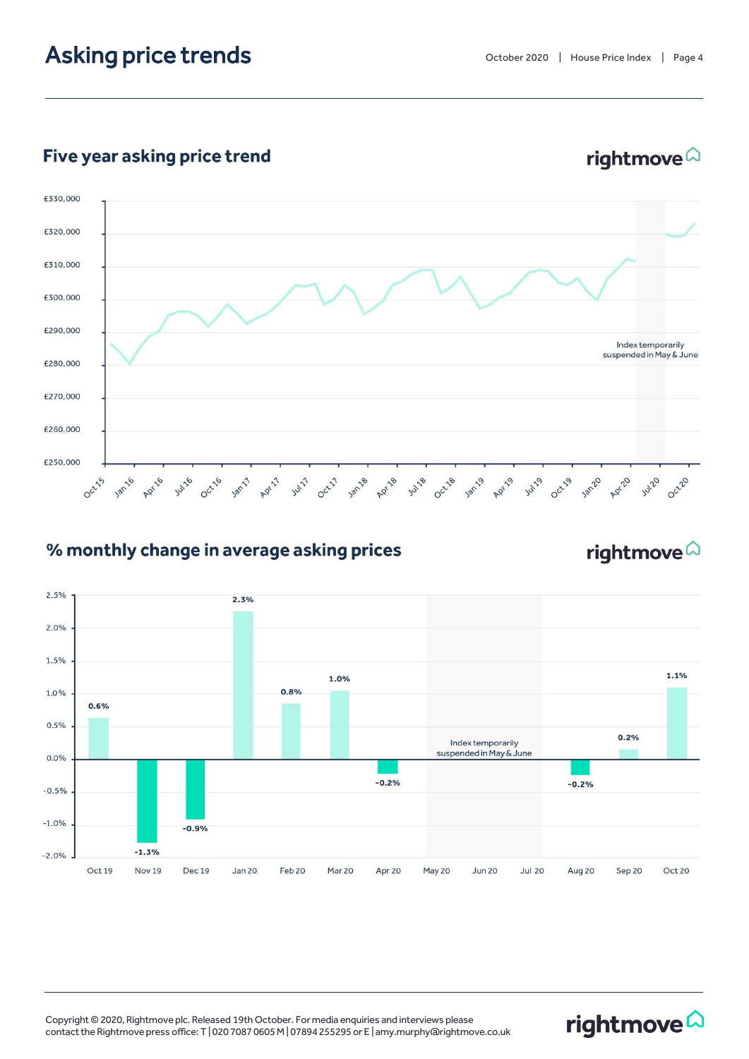# Asking price trends

## Five year asking price trend

£330,000
£320,000
£310,000
£300,000
£290,000
£280,000
£270,000
£260,000
£250,000

Oct 15, Jan 16, Apr 16, Jul 16, Oct 16, Jan 17, Apr 17, Jul 17, Oct 17, Jan 18, Apr 18, Jul 18, Oct 18, Jan 19, Apr 19, Jul 19, Oct 19, Jan 20, Apr 20, Jul 20, Oct 20

Index temporarily suspended in May & June

## % monthly change in average asking prices

| Month | % change |
|---|---|
| Oct 19 | 0.6% |
| Nov 19 | -1.3% |
| Dec 19 | -0.9% |
| Jan 20 | 2.3% |
| Feb 20 | 0.8% |
| Mar 20 | 1.0% |
| Apr 20 | -0.2% |
| May 20 | |
| Jun 20 | |
| Jul 20 | |
| Aug 20 | -0.2% |
| Sep 20 | 0.2% |
| Oct 20 | 1.1% |

Index temporarily suspended in May & June

Copyright © 2020, Rightmove plc. Released 19th October. For media enquiries and interviews please contact the Rightmove press office: T | 020 7087 0605 M | 07894 255295 or E | amy.murphy@rightmove.co.uk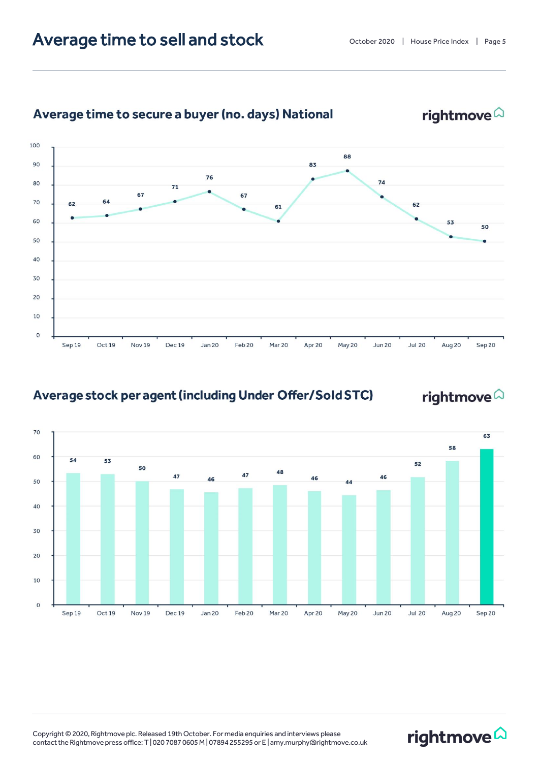# Average time to sell and stock

## Average time to secure a buyer (no. days) National

| Month | Days |
|---|---|
| Sep 19 | 62 |
| Oct 19 | 64 |
| Nov 19 | 67 |
| Dec 19 | 71 |
| Jan 20 | 76 |
| Feb 20 | 67 |
| Mar 20 | 61 |
| Apr 20 | 83 |
| May 20 | 88 |
| Jun 20 | 74 |
| Jul 20 | 62 |
| Aug 20 | 53 |
| Sep 20 | 50 |

## Average stock per agent (including Under Offer/Sold STC)

| Month | Stock |
|---|---|
| Sep 19 | 54 |
| Oct 19 | 53 |
| Nov 19 | 50 |
| Dec 19 | 47 |
| Jan 20 | 46 |
| Feb 20 | 47 |
| Mar 20 | 48 |
| Apr 20 | 46 |
| May 20 | 44 |
| Jun 20 | 46 |
| Jul 20 | 52 |
| Aug 20 | 58 |
| Sep 20 | 63 |

Copyright © 2020, Rightmove plc. Released 19th October. For media enquiries and interviews please contact the Rightmove press office: T | 020 7087 0605 M | 07894 255295 or E | amy.murphy@rightmove.co.uk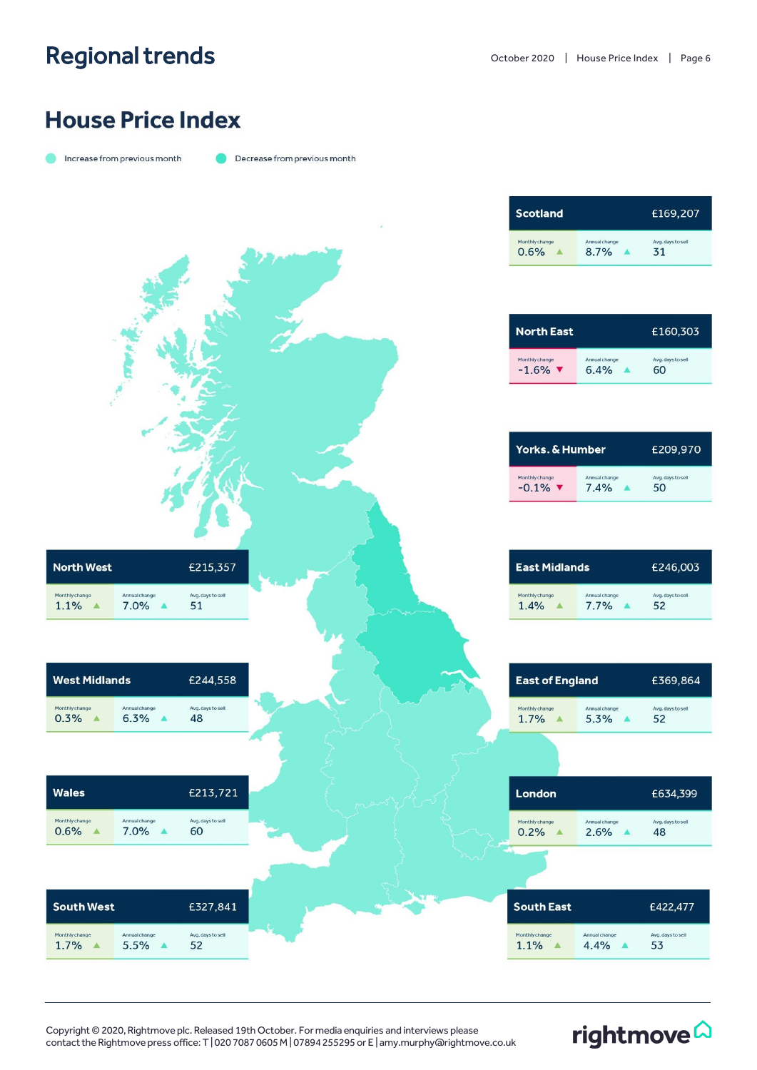# Regional trends

## House Price Index

Increase from previous month | Decrease from previous month

| Region | Average price | Monthly change | Annual change | Avg. days to sell |
|---|---|---|---|---|
| Scotland | £169,207 | 0.6% ▲ | 8.7% ▲ | 31 |
| North East | £160,303 | -1.6% ▼ | 6.4% ▲ | 60 |
| Yorks. & Humber | £209,970 | -0.1% ▼ | 7.4% ▲ | 50 |
| East Midlands | £246,003 | 1.4% ▲ | 7.7% ▲ | 52 |
| East of England | £369,864 | 1.7% ▲ | 5.3% ▲ | 52 |
| London | £634,399 | 0.2% ▲ | 2.6% ▲ | 48 |
| South East | £422,477 | 1.1% ▲ | 4.4% ▲ | 53 |
| North West | £215,357 | 1.1% ▲ | 7.0% ▲ | 51 |
| West Midlands | £244,558 | 0.3% ▲ | 6.3% ▲ | 48 |
| Wales | £213,721 | 0.6% ▲ | 7.0% ▲ | 60 |
| South West | £327,841 | 1.7% ▲ | 5.5% ▲ | 52 |

Copyright © 2020, Rightmove plc. Released 19th October. For media enquiries and interviews please contact the Rightmove press office: T | 020 7087 0605 M | 07894 255295 or E | amy.murphy@rightmove.co.uk

rightmove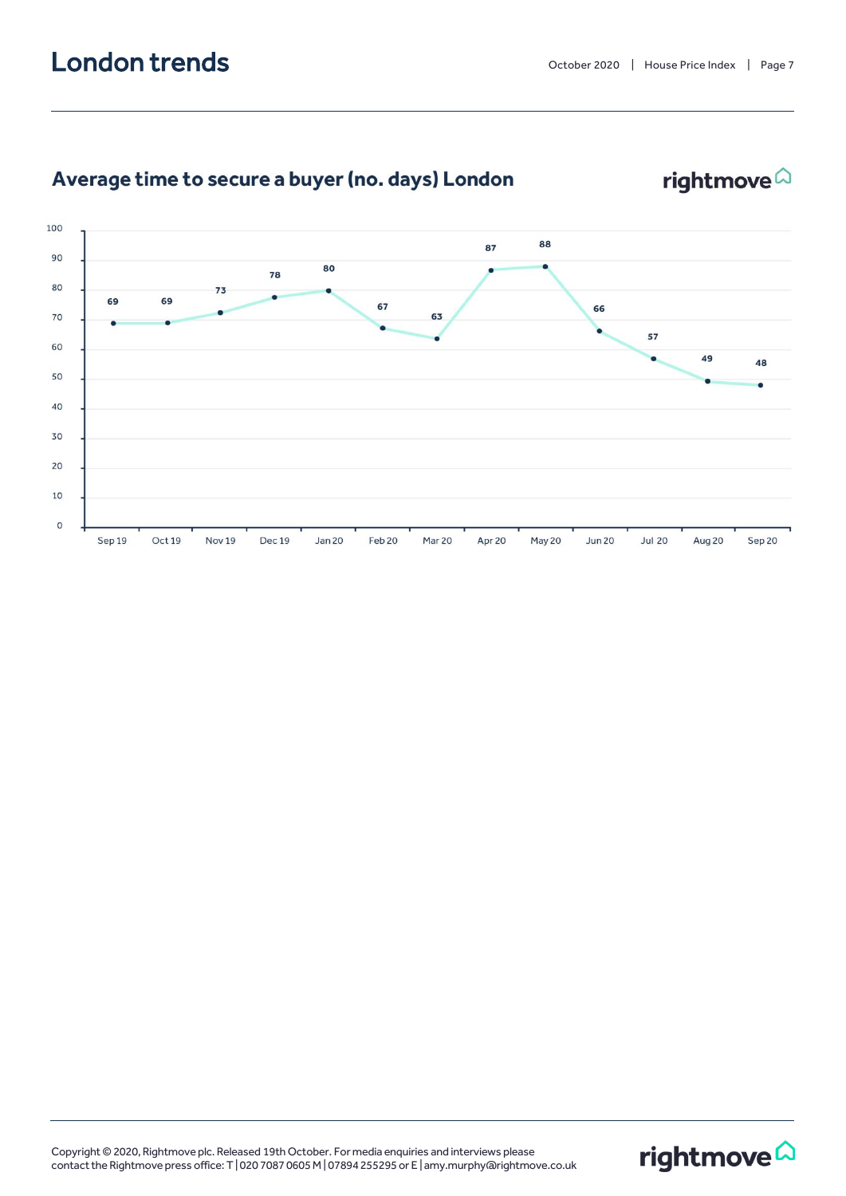# London trends

## Average time to secure a buyer (no. days) London

| Month | Days |
|---|---|
| Sep 19 | 69 |
| Oct 19 | 69 |
| Nov 19 | 73 |
| Dec 19 | 78 |
| Jan 20 | 80 |
| Feb 20 | 67 |
| Mar 20 | 63 |
| Apr 20 | 87 |
| May 20 | 88 |
| Jun 20 | 66 |
| Jul 20 | 57 |
| Aug 20 | 49 |
| Sep 20 | 48 |

Copyright © 2020, Rightmove plc. Released 19th October. For media enquiries and interviews please contact the Rightmove press office: T | 020 7087 0605 M | 07894 255295 or E | amy.murphy@rightmove.co.uk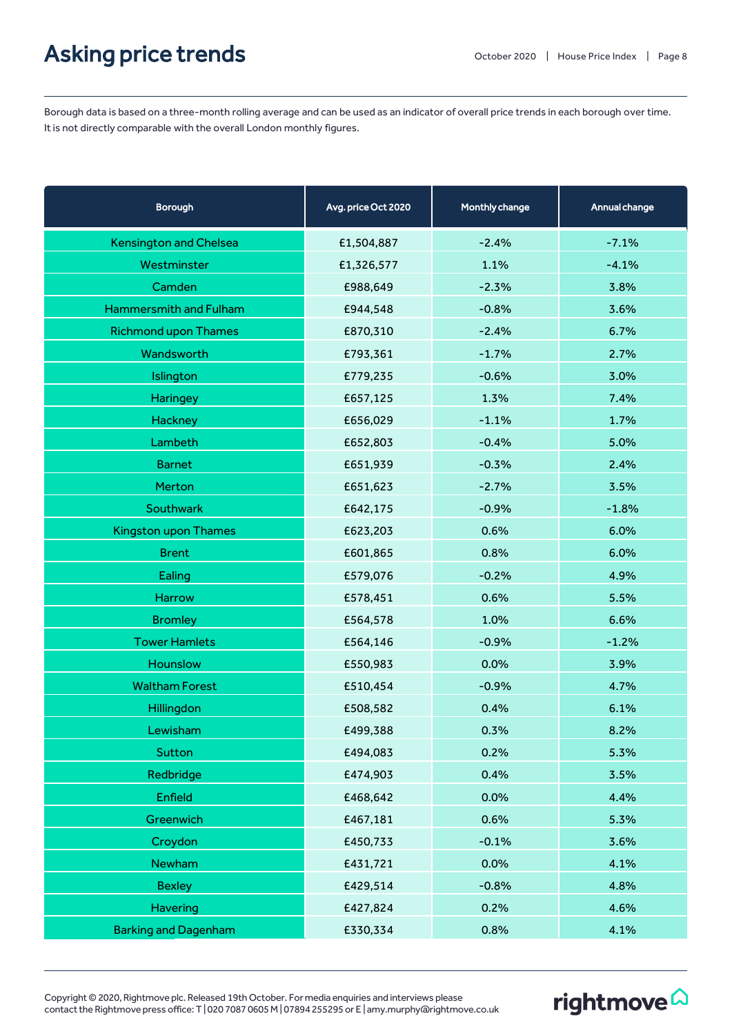# Asking price trends

Borough data is based on a three-month rolling average and can be used as an indicator of overall price trends in each borough over time. It is not directly comparable with the overall London monthly figures.

| Borough | Avg. price Oct 2020 | Monthly change | Annual change |
|---|---|---|---|
| Kensington and Chelsea | £1,504,887 | -2.4% | -7.1% |
| Westminster | £1,326,577 | 1.1% | -4.1% |
| Camden | £988,649 | -2.3% | 3.8% |
| Hammersmith and Fulham | £944,548 | -0.8% | 3.6% |
| Richmond upon Thames | £870,310 | -2.4% | 6.7% |
| Wandsworth | £793,361 | -1.7% | 2.7% |
| Islington | £779,235 | -0.6% | 3.0% |
| Haringey | £657,125 | 1.3% | 7.4% |
| Hackney | £656,029 | -1.1% | 1.7% |
| Lambeth | £652,803 | -0.4% | 5.0% |
| Barnet | £651,939 | -0.3% | 2.4% |
| Merton | £651,623 | -2.7% | 3.5% |
| Southwark | £642,175 | -0.9% | -1.8% |
| Kingston upon Thames | £623,203 | 0.6% | 6.0% |
| Brent | £601,865 | 0.8% | 6.0% |
| Ealing | £579,076 | -0.2% | 4.9% |
| Harrow | £578,451 | 0.6% | 5.5% |
| Bromley | £564,578 | 1.0% | 6.6% |
| Tower Hamlets | £564,146 | -0.9% | -1.2% |
| Hounslow | £550,983 | 0.0% | 3.9% |
| Waltham Forest | £510,454 | -0.9% | 4.7% |
| Hillingdon | £508,582 | 0.4% | 6.1% |
| Lewisham | £499,388 | 0.3% | 8.2% |
| Sutton | £494,083 | 0.2% | 5.3% |
| Redbridge | £474,903 | 0.4% | 3.5% |
| Enfield | £468,642 | 0.0% | 4.4% |
| Greenwich | £467,181 | 0.6% | 5.3% |
| Croydon | £450,733 | -0.1% | 3.6% |
| Newham | £431,721 | 0.0% | 4.1% |
| Bexley | £429,514 | -0.8% | 4.8% |
| Havering | £427,824 | 0.2% | 4.6% |
| Barking and Dagenham | £330,334 | 0.8% | 4.1% |

Copyright © 2020, Rightmove plc. Released 19th October. For media enquiries and interviews please contact the Rightmove press office: T | 020 7087 0605 M | 07894 255295 or E | amy.murphy@rightmove.co.uk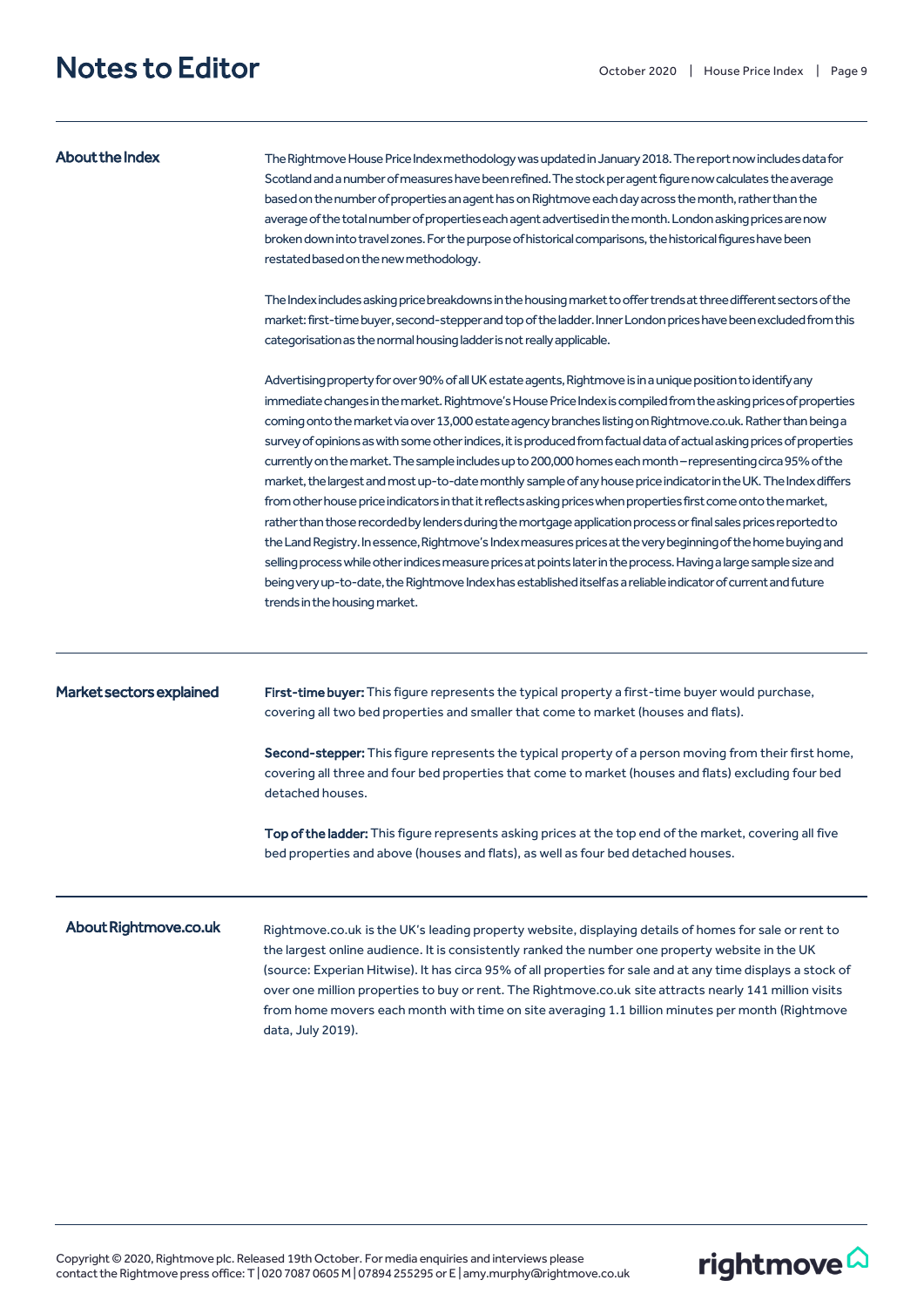# Notes to Editor

## About the Index

The Rightmove House Price Index methodology was updated in January 2018. The report now includes data for Scotland and a number of measures have been refined. The stock per agent figure now calculates the average based on the number of properties an agent has on Rightmove each day across the month, rather than the average of the total number of properties each agent advertised in the month. London asking prices are now broken down into travel zones. For the purpose of historical comparisons, the historical figures have been restated based on the new methodology.

The Index includes asking price breakdowns in the housing market to offer trends at three different sectors of the market: first-time buyer, second-stepper and top of the ladder. Inner London prices have been excluded from this categorisation as the normal housing ladder is not really applicable.

Advertising property for over 90% of all UK estate agents, Rightmove is in a unique position to identify any immediate changes in the market. Rightmove's House Price Index is compiled from the asking prices of properties coming onto the market via over 13,000 estate agency branches listing on Rightmove.co.uk. Rather than being a survey of opinions as with some other indices, it is produced from factual data of actual asking prices of properties currently on the market. The sample includes up to 200,000 homes each month – representing circa 95% of the market, the largest and most up-to-date monthly sample of any house price indicator in the UK. The Index differs from other house price indicators in that it reflects asking prices when properties first come onto the market, rather than those recorded by lenders during the mortgage application process or final sales prices reported to the Land Registry. In essence, Rightmove's Index measures prices at the very beginning of the home buying and selling process while other indices measure prices at points later in the process. Having a large sample size and being very up-to-date, the Rightmove Index has established itself as a reliable indicator of current and future trends in the housing market.

## Market sectors explained

**First-time buyer:** This figure represents the typical property a first-time buyer would purchase, covering all two bed properties and smaller that come to market (houses and flats).

**Second-stepper:** This figure represents the typical property of a person moving from their first home, covering all three and four bed properties that come to market (houses and flats) excluding four bed detached houses.

**Top of the ladder:** This figure represents asking prices at the top end of the market, covering all five bed properties and above (houses and flats), as well as four bed detached houses.

## About Rightmove.co.uk

Rightmove.co.uk is the UK's leading property website, displaying details of homes for sale or rent to the largest online audience. It is consistently ranked the number one property website in the UK (source: Experian Hitwise). It has circa 95% of all properties for sale and at any time displays a stock of over one million properties to buy or rent. The Rightmove.co.uk site attracts nearly 141 million visits from home movers each month with time on site averaging 1.1 billion minutes per month (Rightmove data, July 2019).

Copyright © 2020, Rightmove plc. Released 19th October. For media enquiries and interviews please contact the Rightmove press office: T | 020 7087 0605 M | 07894 255295 or E | amy.murphy@rightmove.co.uk